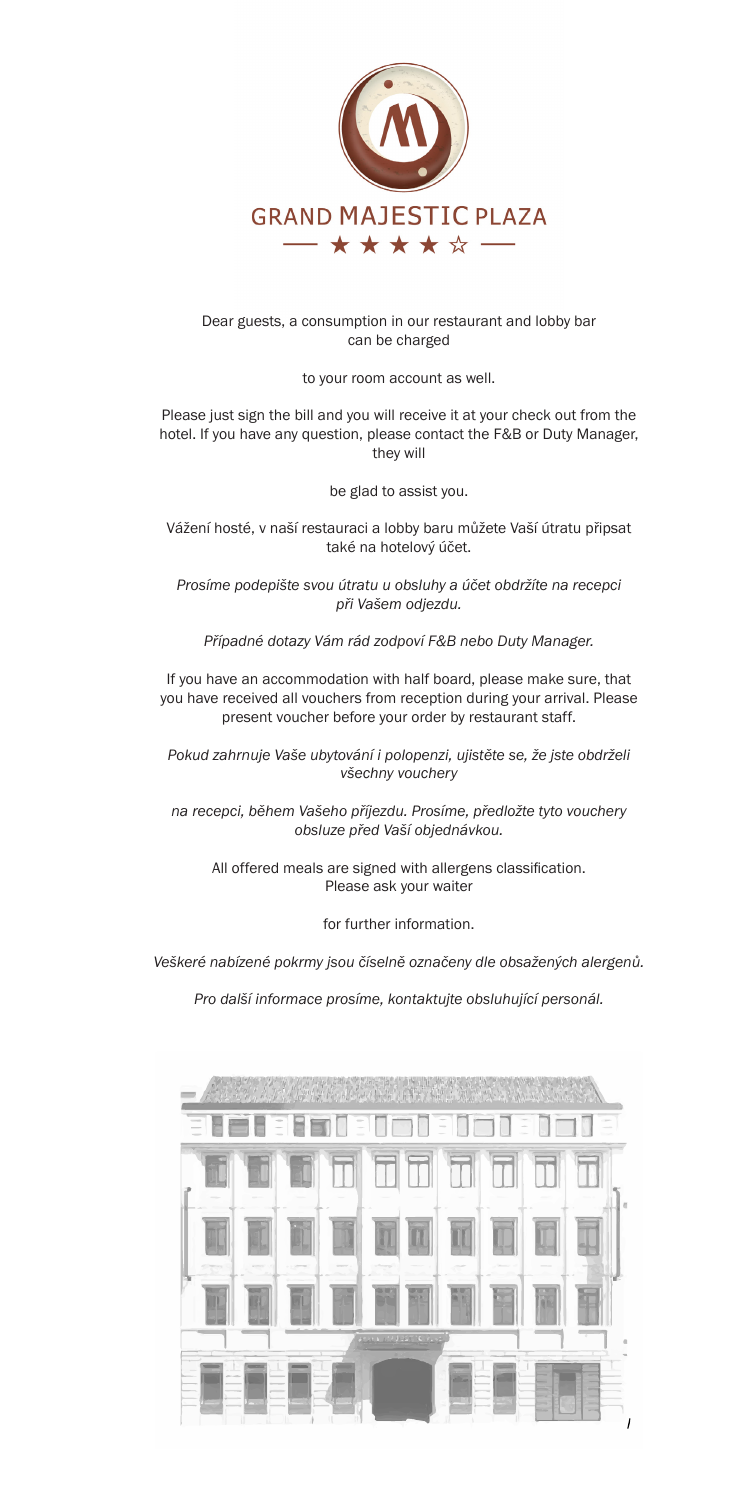# GRAND MAJESTIC PLAZA

★★★★☆

Dear guests, a consumption in our restaurant and lobby bar can be charged

to your room account as well.

Please just sign the bill and you will receive it at your check out from the hotel. If you have any question, please contact the F&B or Duty Manager, they will

be glad to assist you.

Vážení hosté, v naší restauraci a lobby baru můžete Vaší útratu připsat také na hotelový účet.

*Prosíme podepište svou útratu u obsluhy a účet obdržíte na recepci při Vašem odjezdu.*

*Případné dotazy Vám rád zodpoví F&B nebo Duty Manager.*

If you have an accommodation with half board, please make sure, that you have received all vouchers from reception during your arrival. Please present voucher before your order by restaurant staff.

*Pokud zahrnuje Vaše ubytování i polopenzi, ujistěte se, že jste obdrželi všechny vouchery*

*na recepci, během Vašeho příjezdu. Prosíme, předložte tyto vouchery obsluze před Vaší objednávkou.*

All offered meals are signed with allergens classification. Please ask your waiter

for further information.

*Veškeré nabízené pokrmy jsou číselně označeny dle obsažených alergenů.*

*Pro další informace prosíme, kontaktujte obsluhující personál.*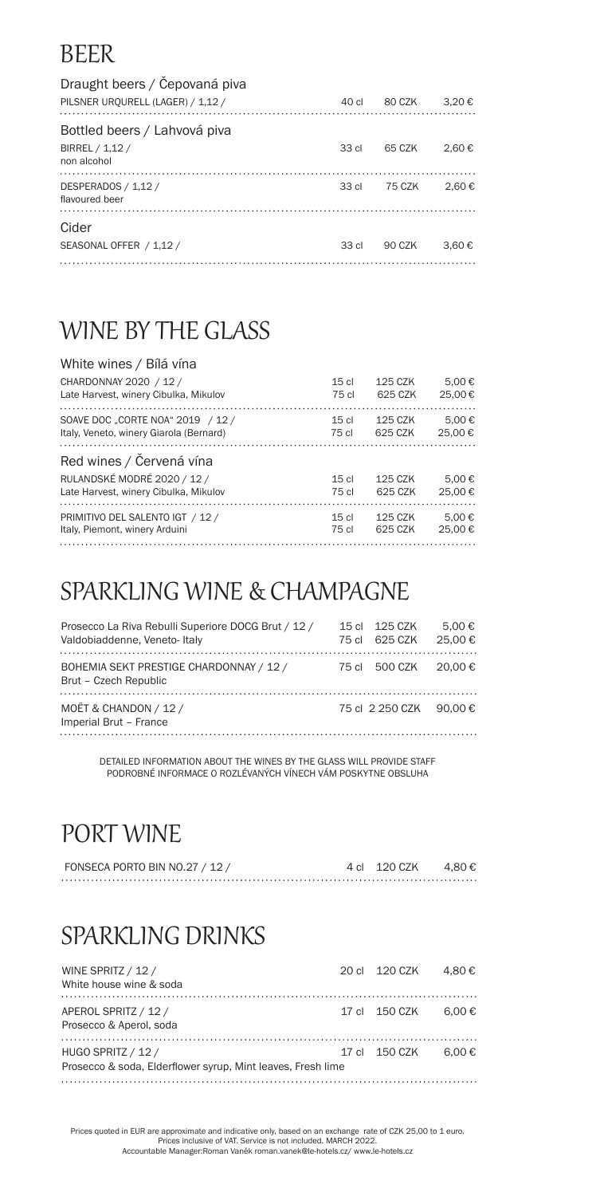# BEER

## Draught beers / Čepovaná piva

| | | | |
|---|---|---|---|
| PILSNER URQURELL (LAGER) / 1,12 / | 40 cl | 80 CZK | 3,20 € |

## Bottled beers / Lahvová piva

| | | | |
|---|---|---|---|
| BIRREL / 1,12 /<br>non alcohol | 33 cl | 65 CZK | 2,60 € |
| DESPERADOS / 1,12 /<br>flavoured beer | 33 cl | 75 CZK | 2,60 € |

## Cider

| | | | |
|---|---|---|---|
| SEASONAL OFFER / 1,12 / | 33 cl | 90 CZK | 3,60 € |

# WINE BY THE GLASS

## White wines / Bílá vína

| | | | |
|---|---|---|---|
| CHARDONNAY 2020 / 12 /<br>Late Harvest, winery Cibulka, Mikulov | 15 cl<br>75 cl | 125 CZK<br>625 CZK | 5,00 €<br>25,00 € |
| SOAVE DOC „CORTE NOA" 2019 / 12 /<br>Italy, Veneto, winery Giarola (Bernard) | 15 cl<br>75 cl | 125 CZK<br>625 CZK | 5,00 €<br>25,00 € |

## Red wines / Červená vína

| | | | |
|---|---|---|---|
| RULANDSKÉ MODRÉ 2020 / 12 /<br>Late Harvest, winery Cibulka, Mikulov | 15 cl<br>75 cl | 125 CZK<br>625 CZK | 5,00 €<br>25,00 € |
| PRIMITIVO DEL SALENTO IGT / 12 /<br>Italy, Piemont, winery Arduini | 15 cl<br>75 cl | 125 CZK<br>625 CZK | 5,00 €<br>25,00 € |

# SPARKLING WINE & CHAMPAGNE

| | | | |
|---|---|---|---|
| Prosecco La Riva Rebulli Superiore DOCG Brut / 12 /<br>Valdobiaddenne, Veneto- Italy | 15 cl<br>75 cl | 125 CZK<br>625 CZK | 5,00 €<br>25,00 € |
| BOHEMIA SEKT PRESTIGE CHARDONNAY / 12 /<br>Brut – Czech Republic | 75 cl | 500 CZK | 20,00 € |
| MOËT & CHANDON / 12 /<br>Imperial Brut – France | 75 cl | 2 250 CZK | 90,00 € |

DETAILED INFORMATION ABOUT THE WINES BY THE GLASS WILL PROVIDE STAFF
PODROBNÉ INFORMACE O ROZLÉVANÝCH VÍNECH VÁM POSKYTNE OBSLUHA

# PORT WINE

| | | | |
|---|---|---|---|
| FONSECA PORTO BIN NO.27 / 12 / | 4 cl | 120 CZK | 4,80 € |

# SPARKLING DRINKS

| | | | |
|---|---|---|---|
| WINE SPRITZ / 12 /<br>White house wine & soda | 20 cl | 120 CZK | 4,80 € |
| APEROL SPRITZ / 12 /<br>Prosecco & Aperol, soda | 17 cl | 150 CZK | 6,00 € |
| HUGO SPRITZ / 12 /<br>Prosecco & soda, Elderflower syrup, Mint leaves, Fresh lime | 17 cl | 150 CZK | 6,00 € |

Prices quoted in EUR are approximate and indicative only, based on an exchange rate of CZK 25,00 to 1 euro.
Prices inclusive of VAT. Service is not included. MARCH 2022.
Accountable Manager:Roman Vaněk roman.vanek@le-hotels.cz/ www.le-hotels.cz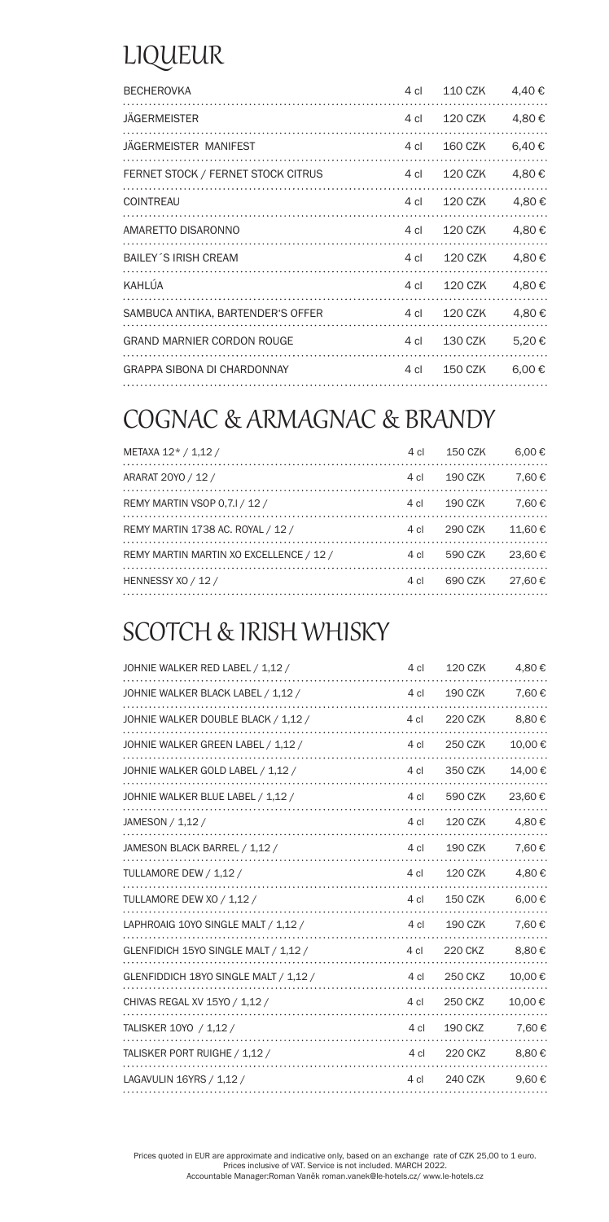# LIQUEUR

| | | | |
|---|---|---|---|
| BECHEROVKA | 4 cl | 110 CZK | 4,40 € |
| JÄGERMEISTER | 4 cl | 120 CZK | 4,80 € |
| JÄGERMEISTER MANIFEST | 4 cl | 160 CZK | 6,40 € |
| FERNET STOCK / FERNET STOCK CITRUS | 4 cl | 120 CZK | 4,80 € |
| COINTREAU | 4 cl | 120 CZK | 4,80 € |
| AMARETTO DISARONNO | 4 cl | 120 CZK | 4,80 € |
| BAILEY´S IRISH CREAM | 4 cl | 120 CZK | 4,80 € |
| KAHLÚA | 4 cl | 120 CZK | 4,80 € |
| SAMBUCA ANTIKA, BARTENDER'S OFFER | 4 cl | 120 CZK | 4,80 € |
| GRAND MARNIER CORDON ROUGE | 4 cl | 130 CZK | 5,20 € |
| GRAPPA SIBONA DI CHARDONNAY | 4 cl | 150 CZK | 6,00 € |

# COGNAC & ARMAGNAC & BRANDY

| | | | |
|---|---|---|---|
| METAXA 12* / 1,12 / | 4 cl | 150 CZK | 6,00 € |
| ARARAT 20YO / 12 / | 4 cl | 190 CZK | 7,60 € |
| REMY MARTIN VSOP 0,7.l / 12 / | 4 cl | 190 CZK | 7,60 € |
| REMY MARTIN 1738 AC. ROYAL / 12 / | 4 cl | 290 CZK | 11,60 € |
| REMY MARTIN MARTIN XO EXCELLENCE / 12 / | 4 cl | 590 CZK | 23,60 € |
| HENNESSY XO / 12 / | 4 cl | 690 CZK | 27,60 € |

# SCOTCH & IRISH WHISKY

| | | | |
|---|---|---|---|
| JOHNIE WALKER RED LABEL / 1,12 / | 4 cl | 120 CZK | 4,80 € |
| JOHNIE WALKER BLACK LABEL / 1,12 / | 4 cl | 190 CZK | 7,60 € |
| JOHNIE WALKER DOUBLE BLACK / 1,12 / | 4 cl | 220 CZK | 8,80 € |
| JOHNIE WALKER GREEN LABEL / 1,12 / | 4 cl | 250 CZK | 10,00 € |
| JOHNIE WALKER GOLD LABEL / 1,12 / | 4 cl | 350 CZK | 14,00 € |
| JOHNIE WALKER BLUE LABEL / 1,12 / | 4 cl | 590 CZK | 23,60 € |
| JAMESON / 1,12 / | 4 cl | 120 CZK | 4,80 € |
| JAMESON BLACK BARREL / 1,12 / | 4 cl | 190 CZK | 7,60 € |
| TULLAMORE DEW / 1,12 / | 4 cl | 120 CZK | 4,80 € |
| TULLAMORE DEW XO / 1,12 / | 4 cl | 150 CZK | 6,00 € |
| LAPHROAIG 10YO SINGLE MALT / 1,12 / | 4 cl | 190 CZK | 7,60 € |
| GLENFIDICH 15YO SINGLE MALT / 1,12 / | 4 cl | 220 CKZ | 8,80 € |
| GLENFIDDICH 18YO SINGLE MALT / 1,12 / | 4 cl | 250 CKZ | 10,00 € |
| CHIVAS REGAL XV 15YO / 1,12 / | 4 cl | 250 CKZ | 10,00 € |
| TALISKER 10YO / 1,12 / | 4 cl | 190 CKZ | 7,60 € |
| TALISKER PORT RUIGHE / 1,12 / | 4 cl | 220 CKZ | 8,80 € |
| LAGAVULIN 16YRS / 1,12 / | 4 cl | 240 CZK | 9,60 € |

Prices quoted in EUR are approximate and indicative only, based on an exchange rate of CZK 25,00 to 1 euro.
Prices inclusive of VAT. Service is not included. MARCH 2022.
Accountable Manager:Roman Vaněk roman.vanek@le-hotels.cz/ www.le-hotels.cz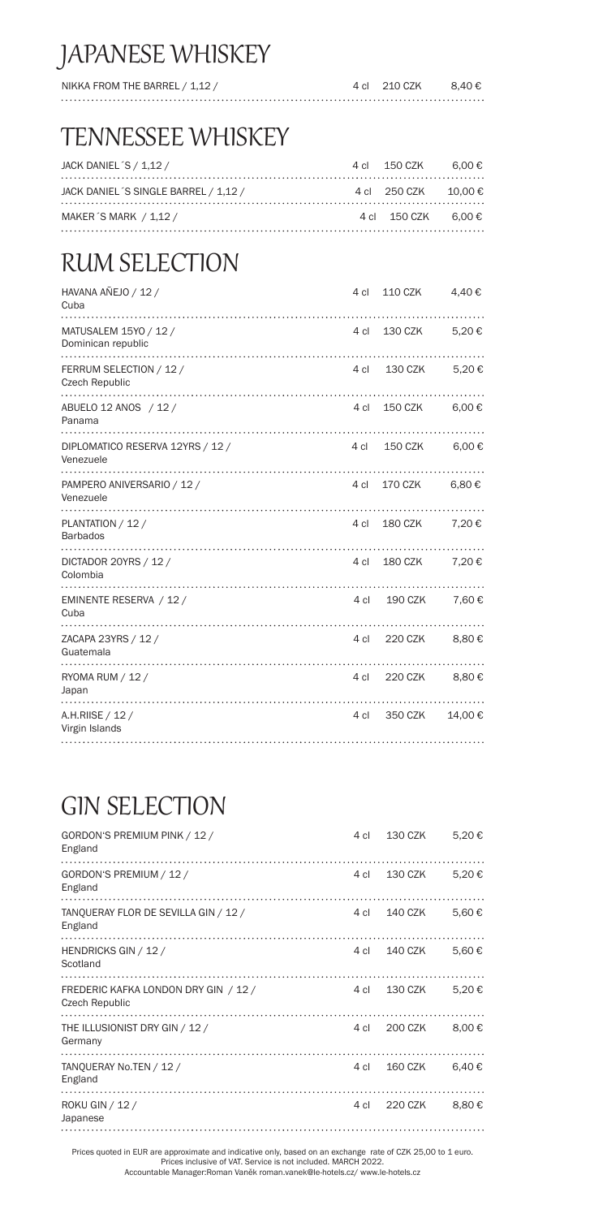# JAPANESE WHISKEY

| | | | |
|---|---|---|---|
| NIKKA FROM THE BARREL / 1,12 / | 4 cl | 210 CZK | 8,40 € |

# TENNESSEE WHISKEY

| | | | |
|---|---|---|---|
| JACK DANIEL´S / 1,12 / | 4 cl | 150 CZK | 6,00 € |
| JACK DANIEL´S SINGLE BARREL / 1,12 / | 4 cl | 250 CZK | 10,00 € |
| MAKER´S MARK / 1,12 / | 4 cl | 150 CZK | 6,00 € |

# RUM SELECTION

| | | | |
|---|---|---|---|
| HAVANA AÑEJO / 12 / Cuba | 4 cl | 110 CZK | 4,40 € |
| MATUSALEM 15YO / 12 / Dominican republic | 4 cl | 130 CZK | 5,20 € |
| FERRUM SELECTION / 12 / Czech Republic | 4 cl | 130 CZK | 5,20 € |
| ABUELO 12 ANOS / 12 / Panama | 4 cl | 150 CZK | 6,00 € |
| DIPLOMATICO RESERVA 12YRS / 12 / Venezuele | 4 cl | 150 CZK | 6,00 € |
| PAMPERO ANIVERSARIO / 12 / Venezuele | 4 cl | 170 CZK | 6,80 € |
| PLANTATION / 12 / Barbados | 4 cl | 180 CZK | 7,20 € |
| DICTADOR 20YRS / 12 / Colombia | 4 cl | 180 CZK | 7,20 € |
| EMINENTE RESERVA / 12 / Cuba | 4 cl | 190 CZK | 7,60 € |
| ZACAPA 23YRS / 12 / Guatemala | 4 cl | 220 CZK | 8,80 € |
| RYOMA RUM / 12 / Japan | 4 cl | 220 CZK | 8,80 € |
| A.H.RIISE / 12 / Virgin Islands | 4 cl | 350 CZK | 14,00 € |

# GIN SELECTION

| | | | |
|---|---|---|---|
| GORDON'S PREMIUM PINK / 12 / England | 4 cl | 130 CZK | 5,20 € |
| GORDON'S PREMIUM / 12 / England | 4 cl | 130 CZK | 5,20 € |
| TANQUERAY FLOR DE SEVILLA GIN / 12 / England | 4 cl | 140 CZK | 5,60 € |
| HENDRICKS GIN / 12 / Scotland | 4 cl | 140 CZK | 5,60 € |
| FREDERIC KAFKA LONDON DRY GIN / 12 / Czech Republic | 4 cl | 130 CZK | 5,20 € |
| THE ILLUSIONIST DRY GIN / 12 / Germany | 4 cl | 200 CZK | 8,00 € |
| TANQUERAY No.TEN / 12 / England | 4 cl | 160 CZK | 6,40 € |
| ROKU GIN / 12 / Japanese | 4 cl | 220 CZK | 8,80 € |

Prices quoted in EUR are approximate and indicative only, based on an exchange rate of CZK 25,00 to 1 euro.
Prices inclusive of VAT. Service is not included. MARCH 2022.
Accountable Manager:Roman Vaněk roman.vanek@le-hotels.cz/ www.le-hotels.cz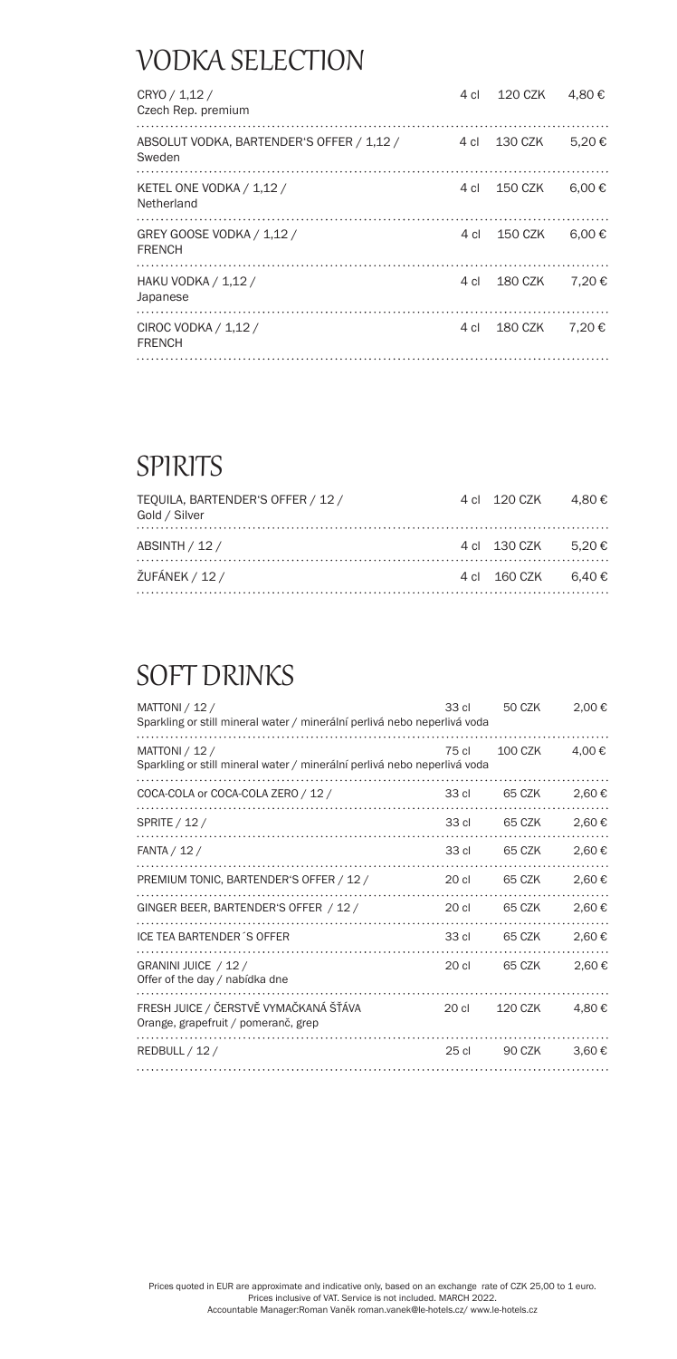# VODKA SELECTION

| | | | |
|---|---|---|---|
| CRYO / 1,12 / Czech Rep. premium | 4 cl | 120 CZK | 4,80 € |
| ABSOLUT VODKA, BARTENDER'S OFFER / 1,12 / Sweden | 4 cl | 130 CZK | 5,20 € |
| KETEL ONE VODKA / 1,12 / Netherland | 4 cl | 150 CZK | 6,00 € |
| GREY GOOSE VODKA / 1,12 / FRENCH | 4 cl | 150 CZK | 6,00 € |
| HAKU VODKA / 1,12 / Japanese | 4 cl | 180 CZK | 7,20 € |
| CIROC VODKA / 1,12 / FRENCH | 4 cl | 180 CZK | 7,20 € |

# SPIRITS

| | | | |
|---|---|---|---|
| TEQUILA, BARTENDER'S OFFER / 12 / Gold / Silver | 4 cl | 120 CZK | 4,80 € |
| ABSINTH / 12 / | 4 cl | 130 CZK | 5,20 € |
| ŽUFÁNEK / 12 / | 4 cl | 160 CZK | 6,40 € |

# SOFT DRINKS

| | | | |
|---|---|---|---|
| MATTONI / 12 / Sparkling or still mineral water / minerální perlivá nebo neperlivá voda | 33 cl | 50 CZK | 2,00 € |
| MATTONI / 12 / Sparkling or still mineral water / minerální perlivá nebo neperlivá voda | 75 cl | 100 CZK | 4,00 € |
| COCA-COLA or COCA-COLA ZERO / 12 / | 33 cl | 65 CZK | 2,60 € |
| SPRITE / 12 / | 33 cl | 65 CZK | 2,60 € |
| FANTA / 12 / | 33 cl | 65 CZK | 2,60 € |
| PREMIUM TONIC, BARTENDER'S OFFER / 12 / | 20 cl | 65 CZK | 2,60 € |
| GINGER BEER, BARTENDER'S OFFER / 12 / | 20 cl | 65 CZK | 2,60 € |
| ICE TEA BARTENDER´S OFFER | 33 cl | 65 CZK | 2,60 € |
| GRANINI JUICE / 12 / Offer of the day / nabídka dne | 20 cl | 65 CZK | 2,60 € |
| FRESH JUICE / ČERSTVĚ VYMAČKANÁ ŠŤÁVA Orange, grapefruit / pomeranč, grep | 20 cl | 120 CZK | 4,80 € |
| REDBULL / 12 / | 25 cl | 90 CZK | 3,60 € |

Prices quoted in EUR are approximate and indicative only, based on an exchange rate of CZK 25,00 to 1 euro.
Prices inclusive of VAT. Service is not included. MARCH 2022.
Accountable Manager:Roman Vaněk roman.vanek@le-hotels.cz/ www.le-hotels.cz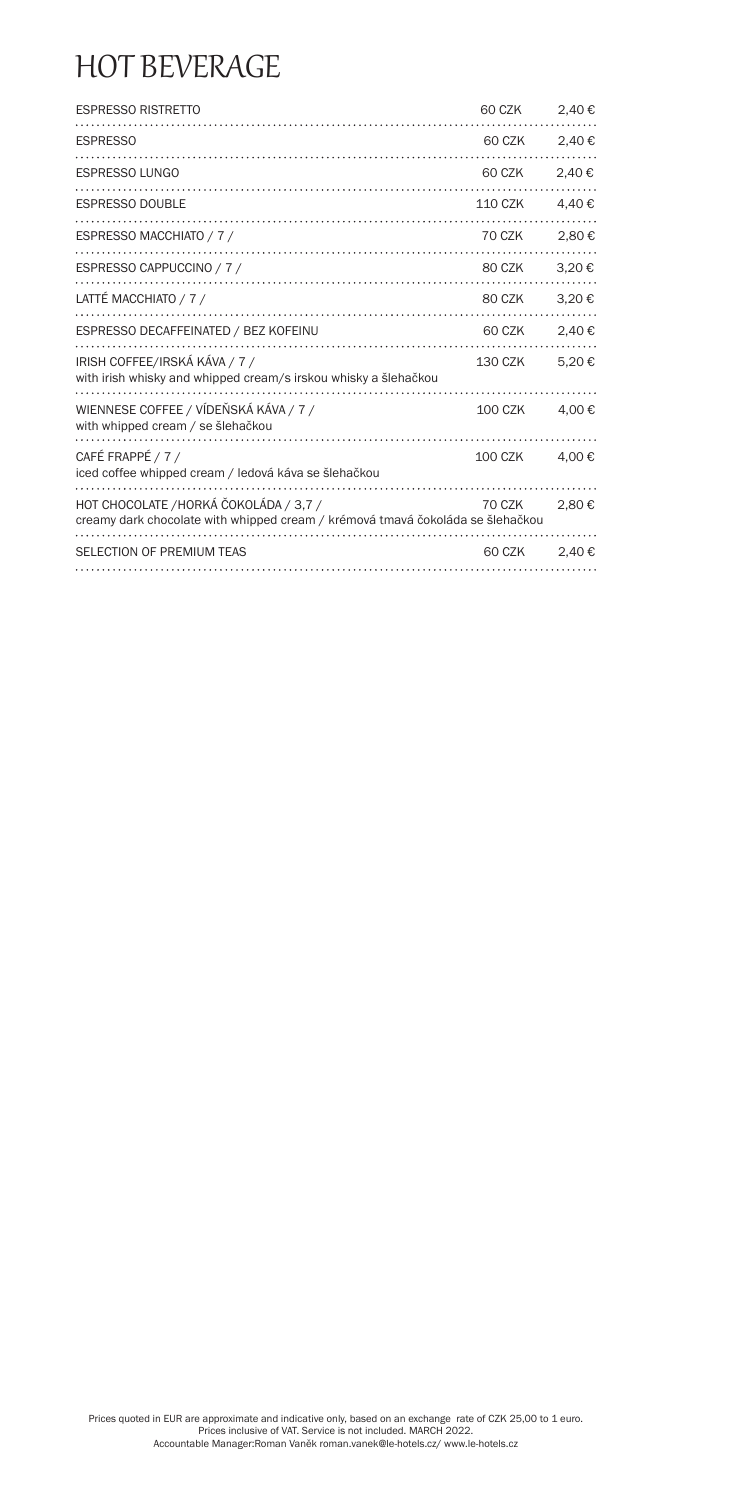# HOT BEVERAGE

| Item | CZK | EUR |
|---|---|---|
| ESPRESSO RISTRETTO | 60 CZK | 2,40 € |
| ESPRESSO | 60 CZK | 2,40 € |
| ESPRESSO LUNGO | 60 CZK | 2,40 € |
| ESPRESSO DOUBLE | 110 CZK | 4,40 € |
| ESPRESSO MACCHIATO / 7 / | 70 CZK | 2,80 € |
| ESPRESSO CAPPUCCINO / 7 / | 80 CZK | 3,20 € |
| LATTÉ MACCHIATO / 7 / | 80 CZK | 3,20 € |
| ESPRESSO DECAFFEINATED / BEZ KOFEINU | 60 CZK | 2,40 € |
| IRISH COFFEE/IRSKÁ KÁVA / 7 /<br>with irish whisky and whipped cream/s irskou whisky a šlehačkou | 130 CZK | 5,20 € |
| WIENNESE COFFEE / VÍDEŇSKÁ KÁVA / 7 /<br>with whipped cream / se šlehačkou | 100 CZK | 4,00 € |
| CAFÉ FRAPPÉ / 7 /<br>iced coffee whipped cream / ledová káva se šlehačkou | 100 CZK | 4,00 € |
| HOT CHOCOLATE /HORKÁ ČOKOLÁDA / 3,7 /<br>creamy dark chocolate with whipped cream / krémová tmavá čokoláda se šlehačkou | 70 CZK | 2,80 € |
| SELECTION OF PREMIUM TEAS | 60 CZK | 2,40 € |

Prices quoted in EUR are approximate and indicative only, based on an exchange rate of CZK 25,00 to 1 euro.
Prices inclusive of VAT. Service is not included. MARCH 2022.
Accountable Manager:Roman Vaněk roman.vanek@le-hotels.cz/ www.le-hotels.cz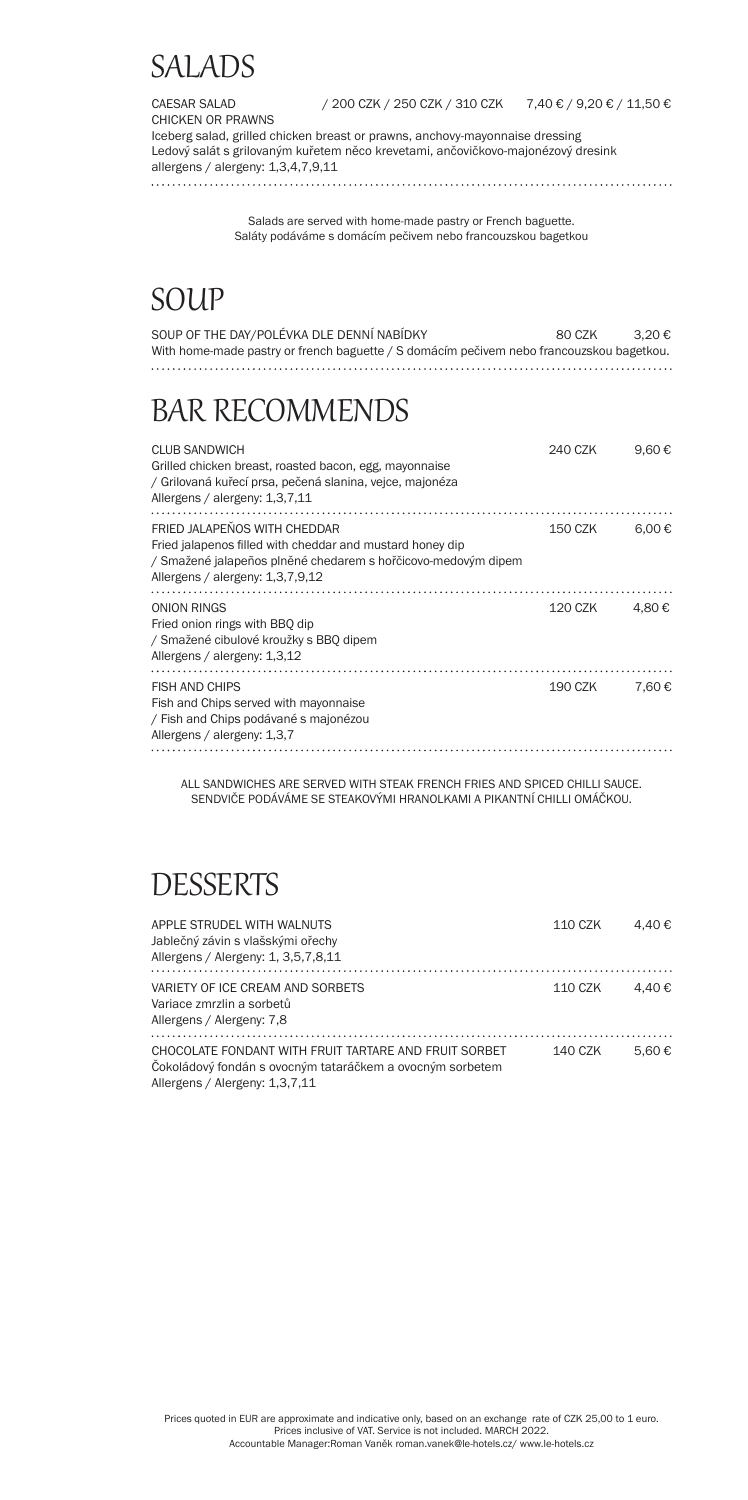# SALADS

CAESAR SALAD / 200 CZK / 250 CZK / 310 CZK 7,40 € / 9,20 € / 11,50 €
CHICKEN OR PRAWNS
Iceberg salad, grilled chicken breast or prawns, anchovy-mayonnaise dressing
Ledový salát s grilovaným kuřetem něco krevetami, ančovičkovo-majonézový dresink
allergens / alergeny: 1,3,4,7,9,11

Salads are served with home-made pastry or French baguette.
Saláty podáváme s domácím pečivem nebo francouzskou bagetkou

# SOUP

SOUP OF THE DAY/POLÉVKA DLE DENNÍ NABÍDKY 80 CZK 3,20 €
With home-made pastry or french baguette / S domácím pečivem nebo francouzskou bagetkou.

# BAR RECOMMENDS

CLUB SANDWICH 240 CZK 9,60 €
Grilled chicken breast, roasted bacon, egg, mayonnaise
/ Grilovaná kuřecí prsa, pečená slanina, vejce, majonéza
Allergens / alergeny: 1,3,7,11

FRIED JALAPEÑOS WITH CHEDDAR 150 CZK 6,00 €
Fried jalapenos filled with cheddar and mustard honey dip
/ Smažené jalapeños plněné chedarem s hořčicovo-medovým dipem
Allergens / alergeny: 1,3,7,9,12

ONION RINGS 120 CZK 4,80 €
Fried onion rings with BBQ dip
/ Smažené cibulové kroužky s BBQ dipem
Allergens / alergeny: 1,3,12

FISH AND CHIPS 190 CZK 7,60 €
Fish and Chips served with mayonnaise
/ Fish and Chips podávané s majonézou
Allergens / alergeny: 1,3,7

ALL SANDWICHES ARE SERVED WITH STEAK FRENCH FRIES AND SPICED CHILLI SAUCE.
SENDVIČE PODÁVÁME SE STEAKOVÝMI HRANOLKAMI A PIKANTNÍ CHILLI OMÁČKOU.

# DESSERTS

APPLE STRUDEL WITH WALNUTS 110 CZK 4,40 €
Jablečný závin s vlašskými ořechy
Allergens / Alergeny: 1, 3,5,7,8,11

VARIETY OF ICE CREAM AND SORBETS 110 CZK 4,40 €
Variace zmrzlin a sorbetů
Allergens / Alergeny: 7,8

CHOCOLATE FONDANT WITH FRUIT TARTARE AND FRUIT SORBET 140 CZK 5,60 €
Čokoládový fondán s ovocným tataráčkem a ovocným sorbetem
Allergens / Alergeny: 1,3,7,11

Prices quoted in EUR are approximate and indicative only, based on an exchange rate of CZK 25,00 to 1 euro.
Prices inclusive of VAT. Service is not included. MARCH 2022.
Accountable Manager:Roman Vaněk roman.vanek@le-hotels.cz/ www.le-hotels.cz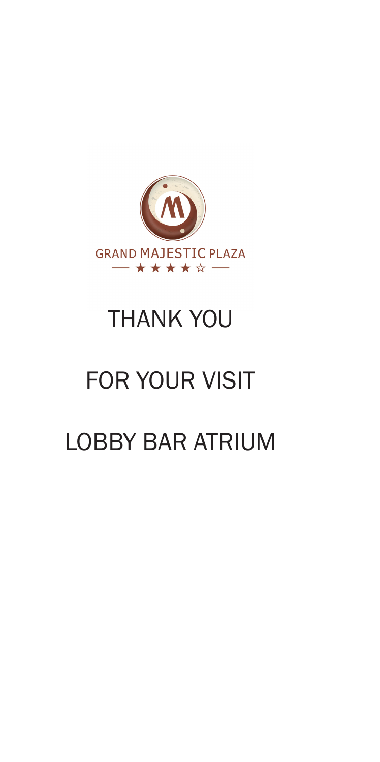GRAND MAJESTIC PLAZA

★★★★☆

# THANK YOU

# FOR YOUR VISIT

# LOBBY BAR ATRIUM